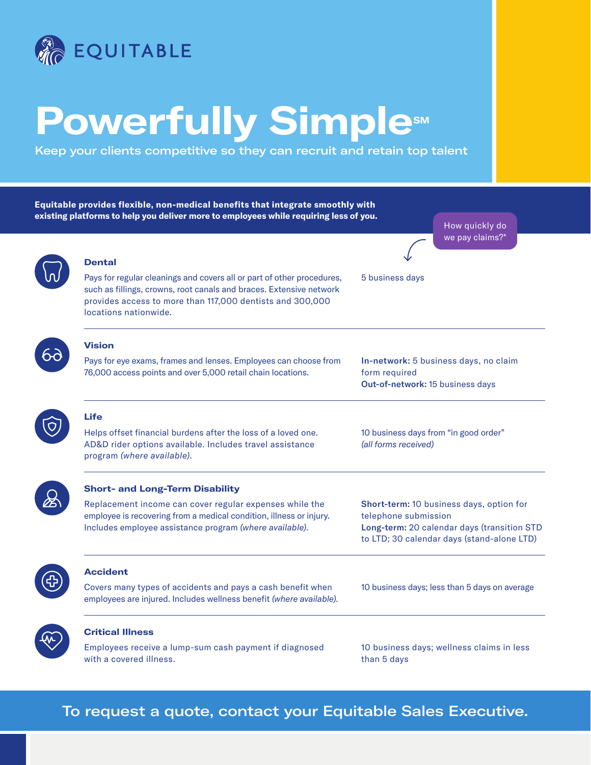EQUITABLE

# Powerfully Simple℠

Keep your clients competitive so they can recruit and retain top talent

**Equitable provides flexible, non-medical benefits that integrate smoothly with existing platforms to help you deliver more to employees while requiring less of you.**

| Benefit | How quickly do we pay claims?* |
|---|---|
| **Dental**<br>Pays for regular cleanings and covers all or part of other procedures, such as fillings, crowns, root canals and braces. Extensive network provides access to more than 117,000 dentists and 300,000 locations nationwide. | 5 business days |
| **Vision**<br>Pays for eye exams, frames and lenses. Employees can choose from 76,000 access points and over 5,000 retail chain locations. | **In-network:** 5 business days, no claim form required<br>**Out-of-network:** 15 business days |
| **Life**<br>Helps offset financial burdens after the loss of a loved one. AD&D rider options available. Includes travel assistance program *(where available)*. | 10 business days from "in good order" *(all forms received)* |
| **Short- and Long-Term Disability**<br>Replacement income can cover regular expenses while the employee is recovering from a medical condition, illness or injury. Includes employee assistance program *(where available)*. | **Short-term:** 10 business days, option for telephone submission<br>**Long-term:** 20 calendar days (transition STD to LTD; 30 calendar days (stand-alone LTD) |
| **Accident**<br>Covers many types of accidents and pays a cash benefit when employees are injured. Includes wellness benefit *(where available)*. | 10 business days; less than 5 days on average |
| **Critical Illness**<br>Employees receive a lump-sum cash payment if diagnosed with a covered illness. | 10 business days; wellness claims in less than 5 days |

**To request a quote, contact your Equitable Sales Executive.**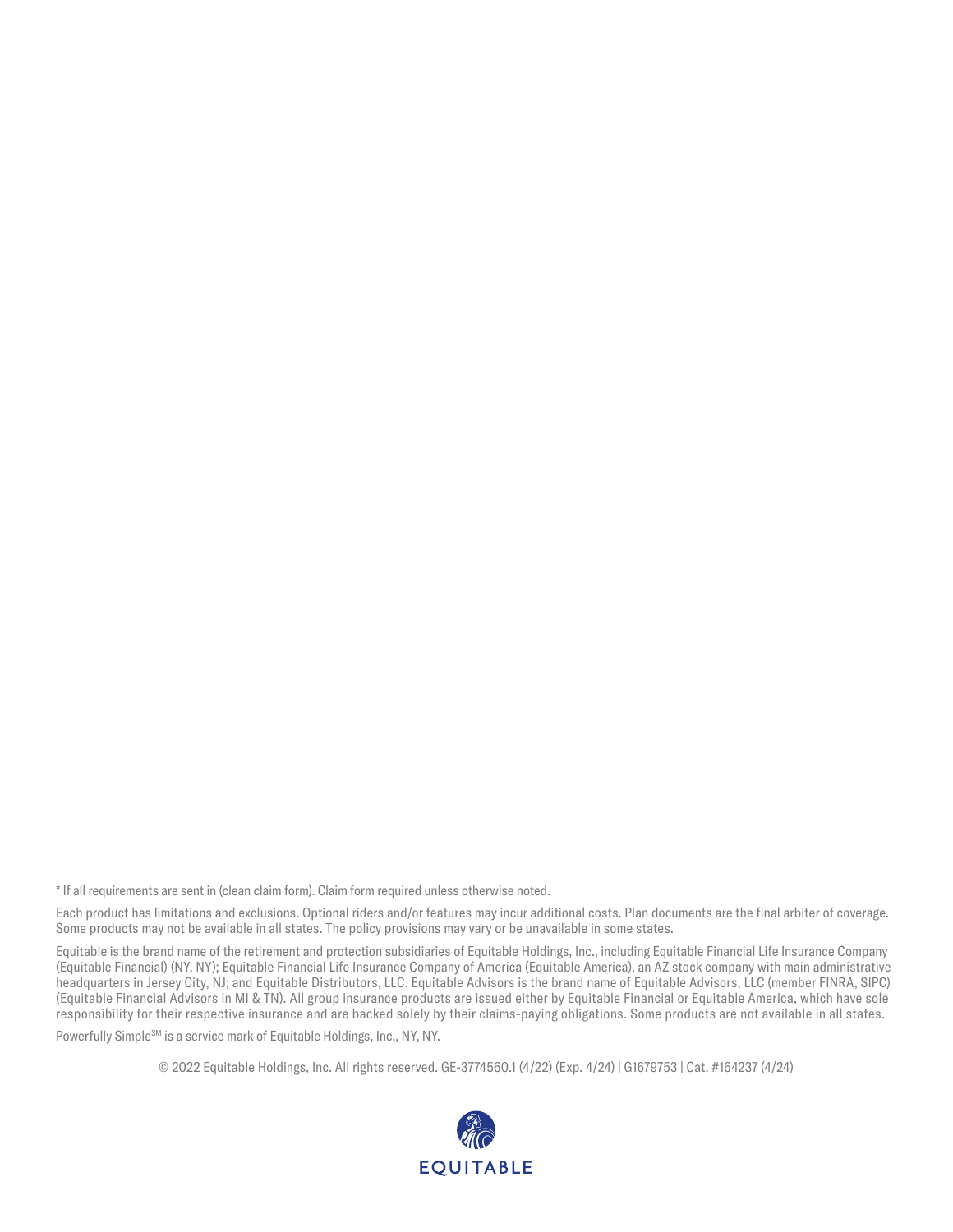* If all requirements are sent in (clean claim form). Claim form required unless otherwise noted.

Each product has limitations and exclusions. Optional riders and/or features may incur additional costs. Plan documents are the final arbiter of coverage. Some products may not be available in all states. The policy provisions may vary or be unavailable in some states.

Equitable is the brand name of the retirement and protection subsidiaries of Equitable Holdings, Inc., including Equitable Financial Life Insurance Company (Equitable Financial) (NY, NY); Equitable Financial Life Insurance Company of America (Equitable America), an AZ stock company with main administrative headquarters in Jersey City, NJ; and Equitable Distributors, LLC. Equitable Advisors is the brand name of Equitable Advisors, LLC (member FINRA, SIPC) (Equitable Financial Advisors in MI & TN). All group insurance products are issued either by Equitable Financial or Equitable America, which have sole responsibility for their respective insurance and are backed solely by their claims-paying obligations. Some products are not available in all states.

Powerfully Simple℠ is a service mark of Equitable Holdings, Inc., NY, NY.

© 2022 Equitable Holdings, Inc. All rights reserved. GE-3774560.1 (4/22) (Exp. 4/24) | G1679753 | Cat. #164237 (4/24)

EQUITABLE